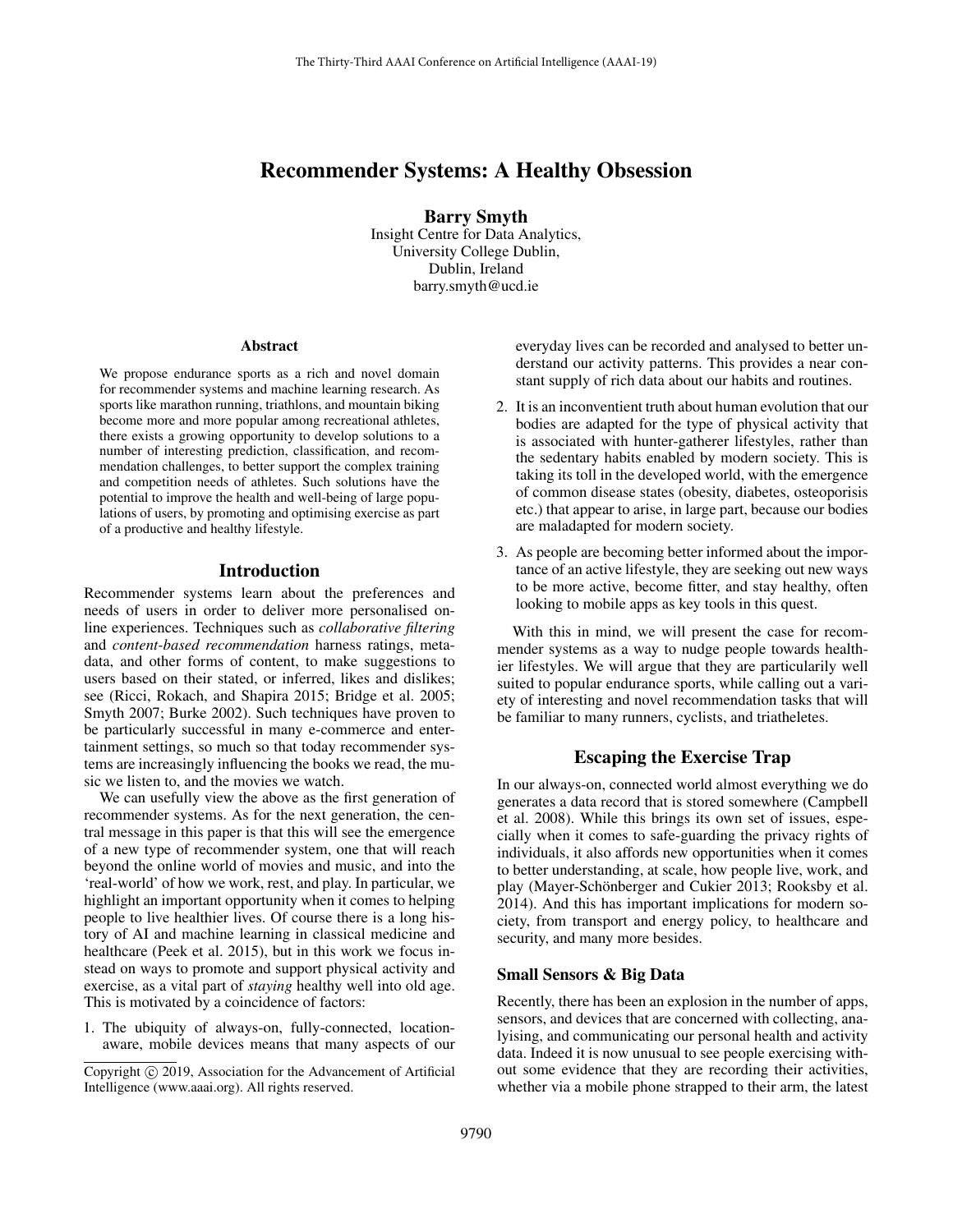# Recommender Systems: A Healthy Obsession

**Barry Smyth**
Insight Centre for Data Analytics,
University College Dublin,
Dublin, Ireland
barry.smyth@ucd.ie

### Abstract

We propose endurance sports as a rich and novel domain for recommender systems and machine learning research. As sports like marathon running, triathlons, and mountain biking become more and more popular among recreational athletes, there exists a growing opportunity to develop solutions to a number of interesting prediction, classification, and recommendation challenges, to better support the complex training and competition needs of athletes. Such solutions have the potential to improve the health and well-being of large populations of users, by promoting and optimising exercise as part of a productive and healthy lifestyle.

## Introduction

Recommender systems learn about the preferences and needs of users in order to deliver more personalised online experiences. Techniques such as *collaborative filtering* and *content-based recommendation* harness ratings, metadata, and other forms of content, to make suggestions to users based on their stated, or inferred, likes and dislikes; see (Ricci, Rokach, and Shapira 2015; Bridge et al. 2005; Smyth 2007; Burke 2002). Such techniques have proven to be particularly successful in many e-commerce and entertainment settings, so much so that today recommender systems are increasingly influencing the books we read, the music we listen to, and the movies we watch.

We can usefully view the above as the first generation of recommender systems. As for the next generation, the central message in this paper is that this will see the emergence of a new type of recommender system, one that will reach beyond the online world of movies and music, and into the 'real-world' of how we work, rest, and play. In particular, we highlight an important opportunity when it comes to helping people to live healthier lives. Of course there is a long history of AI and machine learning in classical medicine and healthcare (Peek et al. 2015), but in this work we focus instead on ways to promote and support physical activity and exercise, as a vital part of *staying* healthy well into old age. This is motivated by a coincidence of factors:

1. The ubiquity of always-on, fully-connected, location-aware, mobile devices means that many aspects of our everyday lives can be recorded and analysed to better understand our activity patterns. This provides a near constant supply of rich data about our habits and routines.
2. It is an inconventient truth about human evolution that our bodies are adapted for the type of physical activity that is associated with hunter-gatherer lifestyles, rather than the sedentary habits enabled by modern society. This is taking its toll in the developed world, with the emergence of common disease states (obesity, diabetes, osteoporisis etc.) that appear to arise, in large part, because our bodies are maladapted for modern society.
3. As people are becoming better informed about the importance of an active lifestyle, they are seeking out new ways to be more active, become fitter, and stay healthy, often looking to mobile apps as key tools in this quest.

With this in mind, we will present the case for recommender systems as a way to nudge people towards healthier lifestyles. We will argue that they are particularily well suited to popular endurance sports, while calling out a variety of interesting and novel recommendation tasks that will be familiar to many runners, cyclists, and triatheletes.

## Escaping the Exercise Trap

In our always-on, connected world almost everything we do generates a data record that is stored somewhere (Campbell et al. 2008). While this brings its own set of issues, especially when it comes to safe-guarding the privacy rights of individuals, it also affords new opportunities when it comes to better understanding, at scale, how people live, work, and play (Mayer-Schönberger and Cukier 2013; Rooksby et al. 2014). And this has important implications for modern society, from transport and energy policy, to healthcare and security, and many more besides.

### Small Sensors & Big Data

Recently, there has been an explosion in the number of apps, sensors, and devices that are concerned with collecting, analyising, and communicating our personal health and activity data. Indeed it is now unusual to see people exercising without some evidence that they are recording their activities, whether via a mobile phone strapped to their arm, the latest

Copyright © 2019, Association for the Advancement of Artificial Intelligence (www.aaai.org). All rights reserved.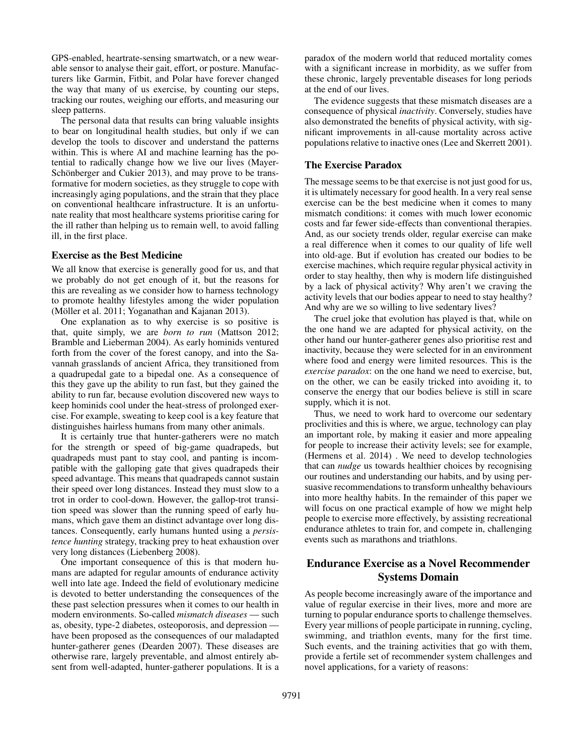GPS-enabled, heartrate-sensing smartwatch, or a new wearable sensor to analyse their gait, effort, or posture. Manufacturers like Garmin, Fitbit, and Polar have forever changed the way that many of us exercise, by counting our steps, tracking our routes, weighing our efforts, and measuring our sleep patterns.

The personal data that results can bring valuable insights to bear on longitudinal health studies, but only if we can develop the tools to discover and understand the patterns within. This is where AI and machine learning has the potential to radically change how we live our lives (Mayer-Schönberger and Cukier 2013), and may prove to be transformative for modern societies, as they struggle to cope with increasingly aging populations, and the strain that they place on conventional healthcare infrastructure. It is an unfortunate reality that most healthcare systems prioritise caring for the ill rather than helping us to remain well, to avoid falling ill, in the first place.

### Exercise as the Best Medicine

We all know that exercise is generally good for us, and that we probably do not get enough of it, but the reasons for this are revealing as we consider how to harness technology to promote healthy lifestyles among the wider population (Möller et al. 2011; Yoganathan and Kajanan 2013).

One explanation as to why exercise is so positive is that, quite simply, we are *born to run* (Mattson 2012; Bramble and Lieberman 2004). As early hominids ventured forth from the cover of the forest canopy, and into the Savannah grasslands of ancient Africa, they transitioned from a quadrupedal gate to a bipedal one. As a consequence of this they gave up the ability to run fast, but they gained the ability to run far, because evolution discovered new ways to keep hominids cool under the heat-stress of prolonged exercise. For example, sweating to keep cool is a key feature that distinguishes hairless humans from many other animals.

It is certainly true that hunter-gatherers were no match for the strength or speed of big-game quadrapeds, but quadrapeds must pant to stay cool, and panting is incompatible with the galloping gate that gives quadrapeds their speed advantage. This means that quadrapeds cannot sustain their speed over long distances. Instead they must slow to a trot in order to cool-down. However, the gallop-trot transition speed was slower than the running speed of early humans, which gave them an distinct advantage over long distances. Consequently, early humans hunted using a *persistence hunting* strategy, tracking prey to heat exhaustion over very long distances (Liebenberg 2008).

One important consequence of this is that modern humans are adapted for regular amounts of endurance activity well into late age. Indeed the field of evolutionary medicine is devoted to better understanding the consequences of the these past selection pressures when it comes to our health in modern environments. So-called *mismatch diseases* — such as, obesity, type-2 diabetes, osteoporosis, and depression — have been proposed as the consequences of our maladapted hunter-gatherer genes (Dearden 2007). These diseases are otherwise rare, largely preventable, and almost entirely absent from well-adapted, hunter-gatherer populations. It is a paradox of the modern world that reduced mortality comes with a significant increase in morbidity, as we suffer from these chronic, largely preventable diseases for long periods at the end of our lives.

The evidence suggests that these mismatch diseases are a consequence of physical *inactivity*. Conversely, studies have also demonstrated the benefits of physical activity, with significant improvements in all-cause mortality across active populations relative to inactive ones (Lee and Skerrett 2001).

### The Exercise Paradox

The message seems to be that exercise is not just good for us, it is ultimately necessary for good health. In a very real sense exercise can be the best medicine when it comes to many mismatch conditions: it comes with much lower economic costs and far fewer side-effects than conventional therapies. And, as our society trends older, regular exercise can make a real difference when it comes to our quality of life well into old-age. But if evolution has created our bodies to be exercise machines, which require regular physical activity in order to stay healthy, then why is modern life distinguished by a lack of physical activity? Why aren't we craving the activity levels that our bodies appear to need to stay healthy? And why are we so willing to live sedentary lives?

The cruel joke that evolution has played is that, while on the one hand we are adapted for physical activity, on the other hand our hunter-gatherer genes also prioritise rest and inactivity, because they were selected for in an environment where food and energy were limited resources. This is the *exercise paradox*: on the one hand we need to exercise, but, on the other, we can be easily tricked into avoiding it, to conserve the energy that our bodies believe is still in scare supply, which it is not.

Thus, we need to work hard to overcome our sedentary proclivities and this is where, we argue, technology can play an important role, by making it easier and more appealing for people to increase their activity levels; see for example, (Hermens et al. 2014) . We need to develop technologies that can *nudge* us towards healthier choices by recognising our routines and understanding our habits, and by using persuasive recommendations to transform unhealthy behaviours into more healthy habits. In the remainder of this paper we will focus on one practical example of how we might help people to exercise more effectively, by assisting recreational endurance athletes to train for, and compete in, challenging events such as marathons and triathlons.

## Endurance Exercise as a Novel Recommender Systems Domain

As people become increasingly aware of the importance and value of regular exercise in their lives, more and more are turning to popular endurance sports to challenge themselves. Every year millions of people participate in running, cycling, swimming, and triathlon events, many for the first time. Such events, and the training activities that go with them, provide a fertile set of recommender system challenges and novel applications, for a variety of reasons: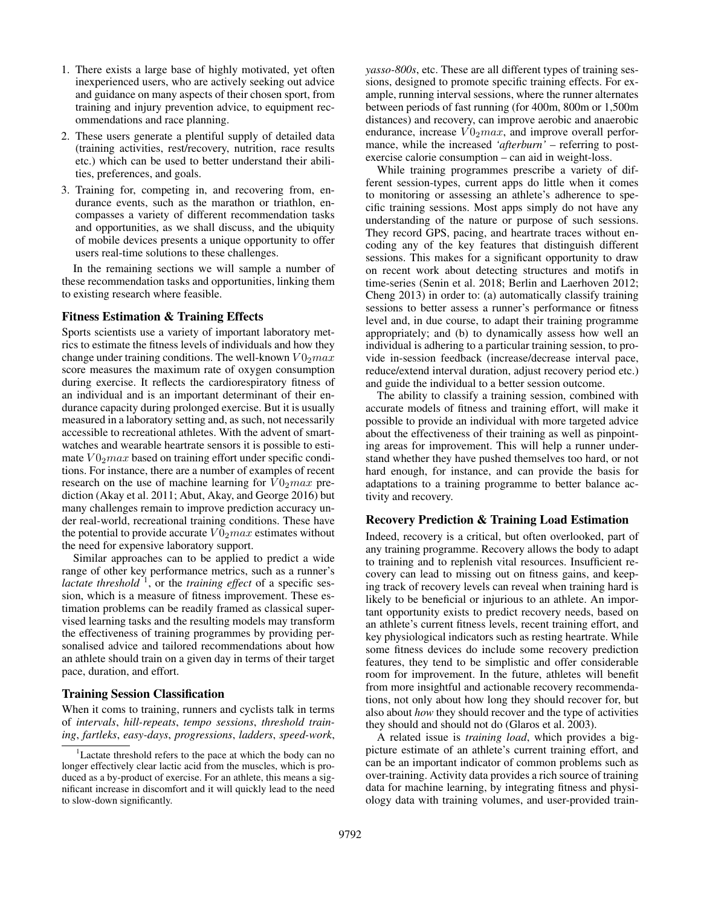1. There exists a large base of highly motivated, yet often inexperienced users, who are actively seeking out advice and guidance on many aspects of their chosen sport, from training and injury prevention advice, to equipment recommendations and race planning.
2. These users generate a plentiful supply of detailed data (training activities, rest/recovery, nutrition, race results etc.) which can be used to better understand their abilities, preferences, and goals.
3. Training for, competing in, and recovering from, endurance events, such as the marathon or triathlon, encompasses a variety of different recommendation tasks and opportunities, as we shall discuss, and the ubiquity of mobile devices presents a unique opportunity to offer users real-time solutions to these challenges.

In the remaining sections we will sample a number of these recommendation tasks and opportunities, linking them to existing research where feasible.

### Fitness Estimation & Training Effects

Sports scientists use a variety of important laboratory metrics to estimate the fitness levels of individuals and how they change under training conditions. The well-known $V0_2max$ score measures the maximum rate of oxygen consumption during exercise. It reflects the cardiorespiratory fitness of an individual and is an important determinant of their endurance capacity during prolonged exercise. But it is usually measured in a laboratory setting and, as such, not necessarily accessible to recreational athletes. With the advent of smartwatches and wearable heartrate sensors it is possible to estimate $V0_2max$ based on training effort under specific conditions. For instance, there are a number of examples of recent research on the use of machine learning for $V0_2max$ prediction (Akay et al. 2011; Abut, Akay, and George 2016) but many challenges remain to improve prediction accuracy under real-world, recreational training conditions. These have the potential to provide accurate $V0_2max$ estimates without the need for expensive laboratory support.

Similar approaches can to be applied to predict a wide range of other key performance metrics, such as a runner's *lactate threshold* [1], or the *training effect* of a specific session, which is a measure of fitness improvement. These estimation problems can be readily framed as classical supervised learning tasks and the resulting models may transform the effectiveness of training programmes by providing personalised advice and tailored recommendations about how an athlete should train on a given day in terms of their target pace, duration, and effort.

### Training Session Classification

When it coms to training, runners and cyclists talk in terms of *intervals*, *hill-repeats*, *tempo sessions*, *threshold training*, *fartleks*, *easy-days*, *progressions*, *ladders*, *speed-work*, *yasso-800s*, etc. These are all different types of training sessions, designed to promote specific training effects. For example, running interval sessions, where the runner alternates between periods of fast running (for 400m, 800m or 1,500m distances) and recovery, can improve aerobic and anaerobic endurance, increase $V0_2max$, and improve overall performance, while the increased *'afterburn'* – referring to post-exercise calorie consumption – can aid in weight-loss.

While training programmes prescribe a variety of different session-types, current apps do little when it comes to monitoring or assessing an athlete's adherence to specific training sessions. Most apps simply do not have any understanding of the nature or purpose of such sessions. They record GPS, pacing, and heartrate traces without encoding any of the key features that distinguish different sessions. This makes for a significant opportunity to draw on recent work about detecting structures and motifs in time-series (Senin et al. 2018; Berlin and Laerhoven 2012; Cheng 2013) in order to: (a) automatically classify training sessions to better assess a runner's performance or fitness level and, in due course, to adapt their training programme appropriately; and (b) to dynamically assess how well an individual is adhering to a particular training session, to provide in-session feedback (increase/decrease interval pace, reduce/extend interval duration, adjust recovery period etc.) and guide the individual to a better session outcome.

The ability to classify a training session, combined with accurate models of fitness and training effort, will make it possible to provide an individual with more targeted advice about the effectiveness of their training as well as pinpointing areas for improvement. This will help a runner understand whether they have pushed themselves too hard, or not hard enough, for instance, and can provide the basis for adaptations to a training programme to better balance activity and recovery.

### Recovery Prediction & Training Load Estimation

Indeed, recovery is a critical, but often overlooked, part of any training programme. Recovery allows the body to adapt to training and to replenish vital resources. Insufficient recovery can lead to missing out on fitness gains, and keeping track of recovery levels can reveal when training hard is likely to be beneficial or injurious to an athlete. An important opportunity exists to predict recovery needs, based on an athlete's current fitness levels, recent training effort, and key physiological indicators such as resting heartrate. While some fitness devices do include some recovery prediction features, they tend to be simplistic and offer considerable room for improvement. In the future, athletes will benefit from more insightful and actionable recovery recommendations, not only about how long they should recover for, but also about *how* they should recover and the type of activities they should and should not do (Glaros et al. 2003).

A related issue is *training load*, which provides a big-picture estimate of an athlete's current training effort, and can be an important indicator of common problems such as over-training. Activity data provides a rich source of training data for machine learning, by integrating fitness and physiology data with training volumes, and user-provided train-

[1] Lactate threshold refers to the pace at which the body can no longer effectively clear lactic acid from the muscles, which is produced as a by-product of exercise. For an athlete, this means a significant increase in discomfort and it will quickly lead to the need to slow-down significantly.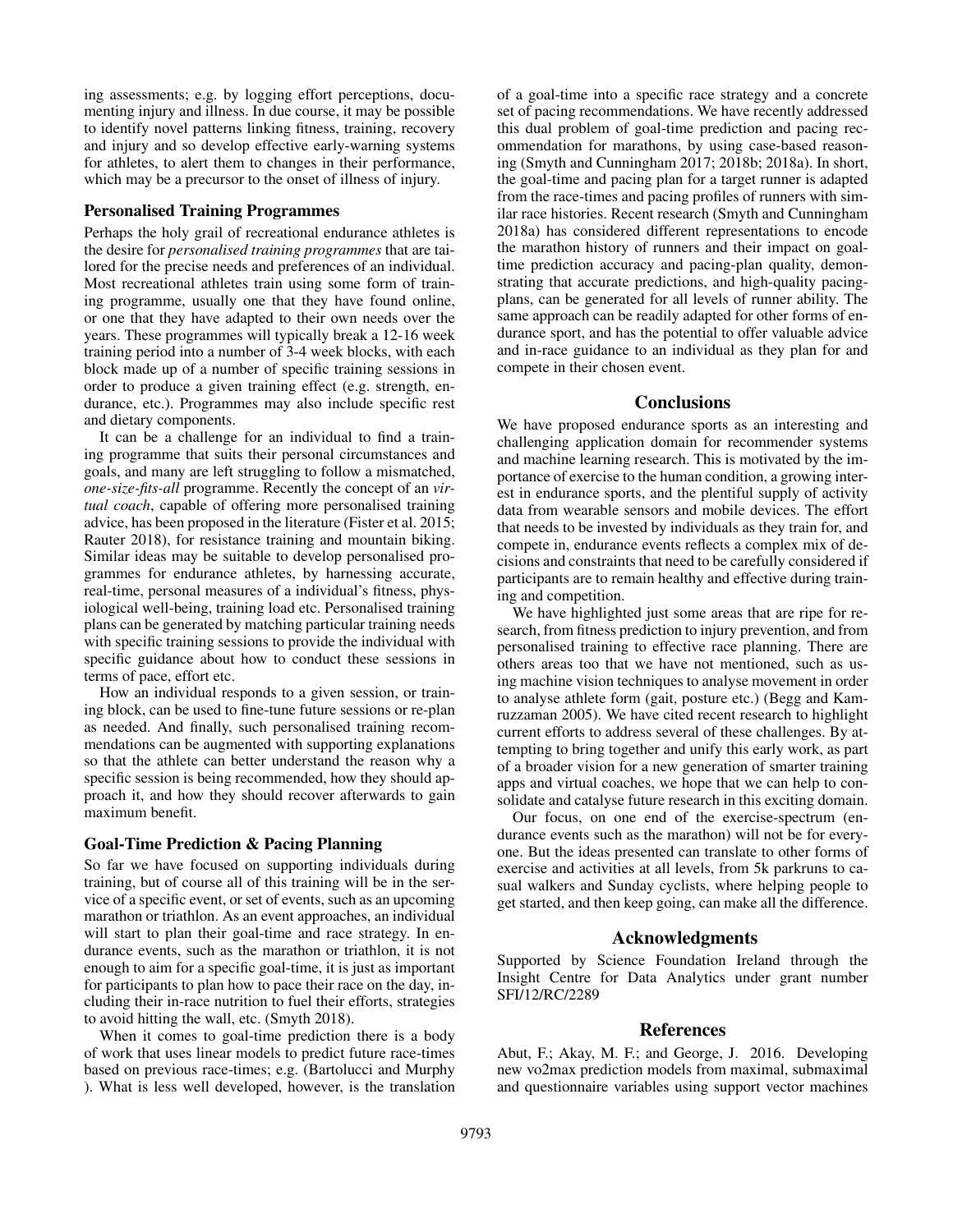ing assessments; e.g. by logging effort perceptions, documenting injury and illness. In due course, it may be possible to identify novel patterns linking fitness, training, recovery and injury and so develop effective early-warning systems for athletes, to alert them to changes in their performance, which may be a precursor to the onset of illness of injury.

### Personalised Training Programmes

Perhaps the holy grail of recreational endurance athletes is the desire for *personalised training programmes* that are tailored for the precise needs and preferences of an individual. Most recreational athletes train using some form of training programme, usually one that they have found online, or one that they have adapted to their own needs over the years. These programmes will typically break a 12-16 week training period into a number of 3-4 week blocks, with each block made up of a number of specific training sessions in order to produce a given training effect (e.g. strength, endurance, etc.). Programmes may also include specific rest and dietary components.

It can be a challenge for an individual to find a training programme that suits their personal circumstances and goals, and many are left struggling to follow a mismatched, *one-size-fits-all* programme. Recently the concept of an *virtual coach*, capable of offering more personalised training advice, has been proposed in the literature (Fister et al. 2015; Rauter 2018), for resistance training and mountain biking. Similar ideas may be suitable to develop personalised programmes for endurance athletes, by harnessing accurate, real-time, personal measures of a individual's fitness, physiological well-being, training load etc. Personalised training plans can be generated by matching particular training needs with specific training sessions to provide the individual with specific guidance about how to conduct these sessions in terms of pace, effort etc.

How an individual responds to a given session, or training block, can be used to fine-tune future sessions or re-plan as needed. And finally, such personalised training recommendations can be augmented with supporting explanations so that the athlete can better understand the reason why a specific session is being recommended, how they should approach it, and how they should recover afterwards to gain maximum benefit.

### Goal-Time Prediction & Pacing Planning

So far we have focused on supporting individuals during training, but of course all of this training will be in the service of a specific event, or set of events, such as an upcoming marathon or triathlon. As an event approaches, an individual will start to plan their goal-time and race strategy. In endurance events, such as the marathon or triathlon, it is not enough to aim for a specific goal-time, it is just as important for participants to plan how to pace their race on the day, including their in-race nutrition to fuel their efforts, strategies to avoid hitting the wall, etc. (Smyth 2018).

When it comes to goal-time prediction there is a body of work that uses linear models to predict future race-times based on previous race-times; e.g. (Bartolucci and Murphy ). What is less well developed, however, is the translation of a goal-time into a specific race strategy and a concrete set of pacing recommendations. We have recently addressed this dual problem of goal-time prediction and pacing recommendation for marathons, by using case-based reasoning (Smyth and Cunningham 2017; 2018b; 2018a). In short, the goal-time and pacing plan for a target runner is adapted from the race-times and pacing profiles of runners with similar race histories. Recent research (Smyth and Cunningham 2018a) has considered different representations to encode the marathon history of runners and their impact on goal-time prediction accuracy and pacing-plan quality, demonstrating that accurate predictions, and high-quality pacing-plans, can be generated for all levels of runner ability. The same approach can be readily adapted for other forms of endurance sport, and has the potential to offer valuable advice and in-race guidance to an individual as they plan for and compete in their chosen event.

## Conclusions

We have proposed endurance sports as an interesting and challenging application domain for recommender systems and machine learning research. This is motivated by the importance of exercise to the human condition, a growing interest in endurance sports, and the plentiful supply of activity data from wearable sensors and mobile devices. The effort that needs to be invested by individuals as they train for, and compete in, endurance events reflects a complex mix of decisions and constraints that need to be carefully considered if participants are to remain healthy and effective during training and competition.

We have highlighted just some areas that are ripe for research, from fitness prediction to injury prevention, and from personalised training to effective race planning. There are others areas too that we have not mentioned, such as using machine vision techniques to analyse movement in order to analyse athlete form (gait, posture etc.) (Begg and Kamruzzaman 2005). We have cited recent research to highlight current efforts to address several of these challenges. By attempting to bring together and unify this early work, as part of a broader vision for a new generation of smarter training apps and virtual coaches, we hope that we can help to consolidate and catalyse future research in this exciting domain.

Our focus, on one end of the exercise-spectrum (endurance events such as the marathon) will not be for everyone. But the ideas presented can translate to other forms of exercise and activities at all levels, from 5k parkruns to casual walkers and Sunday cyclists, where helping people to get started, and then keep going, can make all the difference.

## Acknowledgments

Supported by Science Foundation Ireland through the Insight Centre for Data Analytics under grant number SFI/12/RC/2289

## References

Abut, F.; Akay, M. F.; and George, J. 2016. Developing new vo2max prediction models from maximal, submaximal and questionnaire variables using support vector machines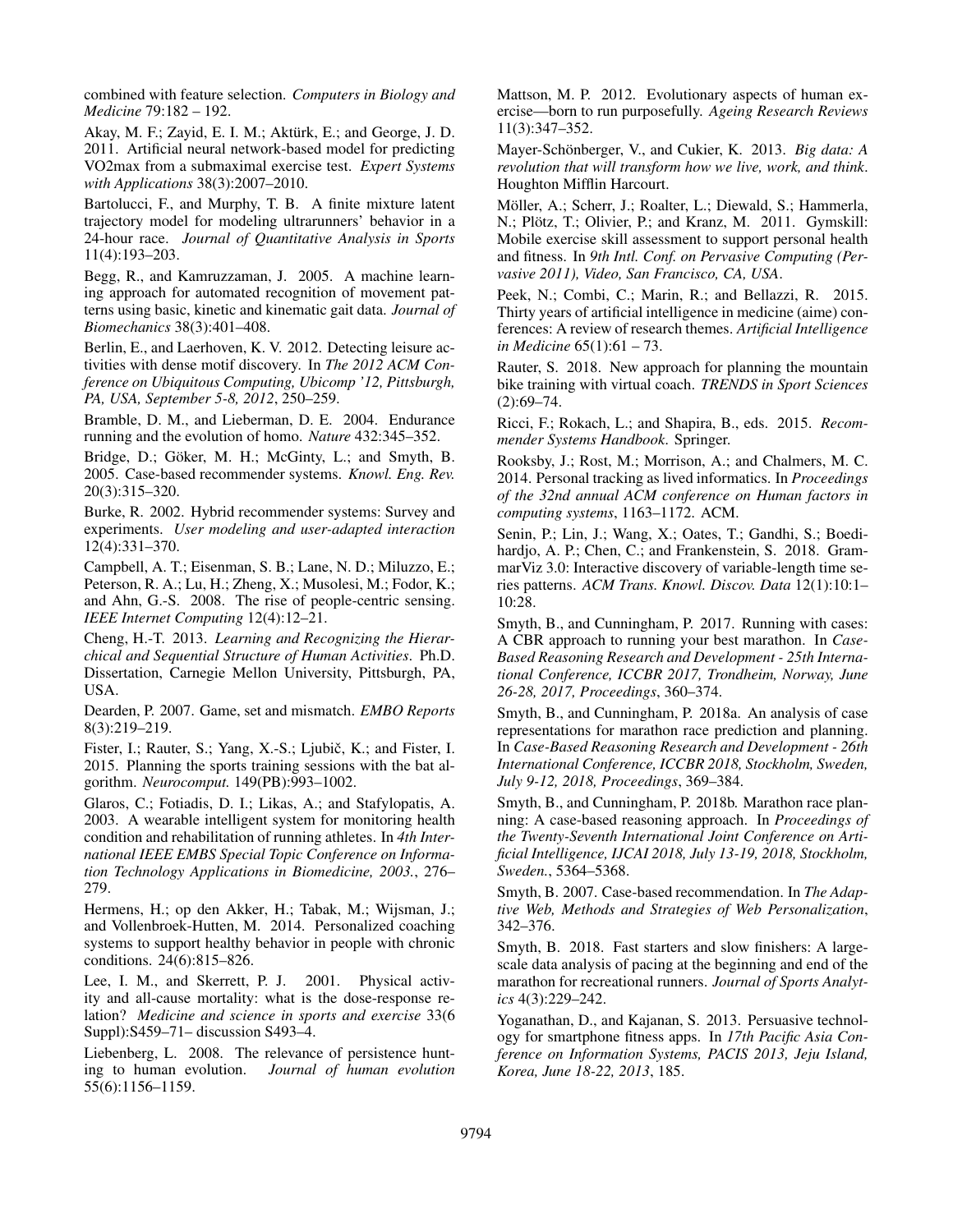combined with feature selection. *Computers in Biology and Medicine* 79:182 – 192.

Akay, M. F.; Zayid, E. I. M.; Aktürk, E.; and George, J. D. 2011. Artificial neural network-based model for predicting VO2max from a submaximal exercise test. *Expert Systems with Applications* 38(3):2007–2010.

Bartolucci, F., and Murphy, T. B. A finite mixture latent trajectory model for modeling ultrarunners' behavior in a 24-hour race. *Journal of Quantitative Analysis in Sports* 11(4):193–203.

Begg, R., and Kamruzzaman, J. 2005. A machine learning approach for automated recognition of movement patterns using basic, kinetic and kinematic gait data. *Journal of Biomechanics* 38(3):401–408.

Berlin, E., and Laerhoven, K. V. 2012. Detecting leisure activities with dense motif discovery. In *The 2012 ACM Conference on Ubiquitous Computing, Ubicomp '12, Pittsburgh, PA, USA, September 5-8, 2012*, 250–259.

Bramble, D. M., and Lieberman, D. E. 2004. Endurance running and the evolution of homo. *Nature* 432:345–352.

Bridge, D.; Göker, M. H.; McGinty, L.; and Smyth, B. 2005. Case-based recommender systems. *Knowl. Eng. Rev.* 20(3):315–320.

Burke, R. 2002. Hybrid recommender systems: Survey and experiments. *User modeling and user-adapted interaction* 12(4):331–370.

Campbell, A. T.; Eisenman, S. B.; Lane, N. D.; Miluzzo, E.; Peterson, R. A.; Lu, H.; Zheng, X.; Musolesi, M.; Fodor, K.; and Ahn, G.-S. 2008. The rise of people-centric sensing. *IEEE Internet Computing* 12(4):12–21.

Cheng, H.-T. 2013. *Learning and Recognizing the Hierarchical and Sequential Structure of Human Activities*. Ph.D. Dissertation, Carnegie Mellon University, Pittsburgh, PA, USA.

Dearden, P. 2007. Game, set and mismatch. *EMBO Reports* 8(3):219–219.

Fister, I.; Rauter, S.; Yang, X.-S.; Ljubič, K.; and Fister, I. 2015. Planning the sports training sessions with the bat algorithm. *Neurocomput.* 149(PB):993–1002.

Glaros, C.; Fotiadis, D. I.; Likas, A.; and Stafylopatis, A. 2003. A wearable intelligent system for monitoring health condition and rehabilitation of running athletes. In *4th International IEEE EMBS Special Topic Conference on Information Technology Applications in Biomedicine, 2003.*, 276–279.

Hermens, H.; op den Akker, H.; Tabak, M.; Wijsman, J.; and Vollenbroek-Hutten, M. 2014. Personalized coaching systems to support healthy behavior in people with chronic conditions. 24(6):815–826.

Lee, I. M., and Skerrett, P. J. 2001. Physical activity and all-cause mortality: what is the dose-response relation? *Medicine and science in sports and exercise* 33(6 Suppl):S459–71– discussion S493–4.

Liebenberg, L. 2008. The relevance of persistence hunting to human evolution. *Journal of human evolution* 55(6):1156–1159.

Mattson, M. P. 2012. Evolutionary aspects of human exercise—born to run purposefully. *Ageing Research Reviews* 11(3):347–352.

Mayer-Schönberger, V., and Cukier, K. 2013. *Big data: A revolution that will transform how we live, work, and think*. Houghton Mifflin Harcourt.

Möller, A.; Scherr, J.; Roalter, L.; Diewald, S.; Hammerla, N.; Plötz, T.; Olivier, P.; and Kranz, M. 2011. Gymskill: Mobile exercise skill assessment to support personal health and fitness. In *9th Intl. Conf. on Pervasive Computing (Pervasive 2011), Video, San Francisco, CA, USA*.

Peek, N.; Combi, C.; Marin, R.; and Bellazzi, R. 2015. Thirty years of artificial intelligence in medicine (aime) conferences: A review of research themes. *Artificial Intelligence in Medicine* 65(1):61 – 73.

Rauter, S. 2018. New approach for planning the mountain bike training with virtual coach. *TRENDS in Sport Sciences* (2):69–74.

Ricci, F.; Rokach, L.; and Shapira, B., eds. 2015. *Recommender Systems Handbook*. Springer.

Rooksby, J.; Rost, M.; Morrison, A.; and Chalmers, M. C. 2014. Personal tracking as lived informatics. In *Proceedings of the 32nd annual ACM conference on Human factors in computing systems*, 1163–1172. ACM.

Senin, P.; Lin, J.; Wang, X.; Oates, T.; Gandhi, S.; Boedihardjo, A. P.; Chen, C.; and Frankenstein, S. 2018. GrammarViz 3.0: Interactive discovery of variable-length time series patterns. *ACM Trans. Knowl. Discov. Data* 12(1):10:1–10:28.

Smyth, B., and Cunningham, P. 2017. Running with cases: A CBR approach to running your best marathon. In *Case-Based Reasoning Research and Development - 25th International Conference, ICCBR 2017, Trondheim, Norway, June 26-28, 2017, Proceedings*, 360–374.

Smyth, B., and Cunningham, P. 2018a. An analysis of case representations for marathon race prediction and planning. In *Case-Based Reasoning Research and Development - 26th International Conference, ICCBR 2018, Stockholm, Sweden, July 9-12, 2018, Proceedings*, 369–384.

Smyth, B., and Cunningham, P. 2018b. Marathon race planning: A case-based reasoning approach. In *Proceedings of the Twenty-Seventh International Joint Conference on Artificial Intelligence, IJCAI 2018, July 13-19, 2018, Stockholm, Sweden.*, 5364–5368.

Smyth, B. 2007. Case-based recommendation. In *The Adaptive Web, Methods and Strategies of Web Personalization*, 342–376.

Smyth, B. 2018. Fast starters and slow finishers: A large-scale data analysis of pacing at the beginning and end of the marathon for recreational runners. *Journal of Sports Analytics* 4(3):229–242.

Yoganathan, D., and Kajanan, S. 2013. Persuasive technology for smartphone fitness apps. In *17th Pacific Asia Conference on Information Systems, PACIS 2013, Jeju Island, Korea, June 18-22, 2013*, 185.